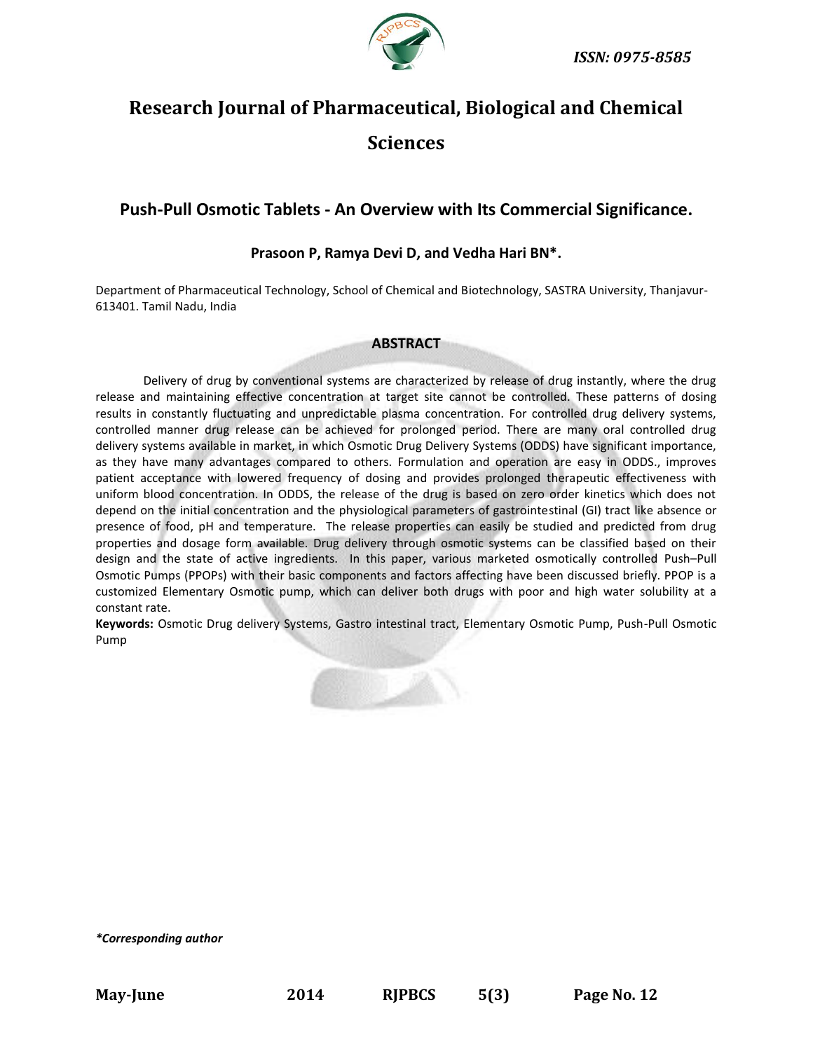ISSN: 0975-8585

# Research Journal of Pharmaceutical, Biological and Chemical Sciences

## Push-Pull Osmotic Tablets - An Overview with Its Commercial Significance.

**Prasoon P, Ramya Devi D, and Vedha Hari BN*.**

Department of Pharmaceutical Technology, School of Chemical and Biotechnology, SASTRA University, Thanjavur-613401. Tamil Nadu, India

### ABSTRACT

Delivery of drug by conventional systems are characterized by release of drug instantly, where the drug release and maintaining effective concentration at target site cannot be controlled. These patterns of dosing results in constantly fluctuating and unpredictable plasma concentration. For controlled drug delivery systems, controlled manner drug release can be achieved for prolonged period. There are many oral controlled drug delivery systems available in market, in which Osmotic Drug Delivery Systems (ODDS) have significant importance, as they have many advantages compared to others. Formulation and operation are easy in ODDS., improves patient acceptance with lowered frequency of dosing and provides prolonged therapeutic effectiveness with uniform blood concentration. In ODDS, the release of the drug is based on zero order kinetics which does not depend on the initial concentration and the physiological parameters of gastrointestinal (GI) tract like absence or presence of food, pH and temperature. The release properties can easily be studied and predicted from drug properties and dosage form available. Drug delivery through osmotic systems can be classified based on their design and the state of active ingredients. In this paper, various marketed osmotically controlled Push–Pull Osmotic Pumps (PPOPs) with their basic components and factors affecting have been discussed briefly. PPOP is a customized Elementary Osmotic pump, which can deliver both drugs with poor and high water solubility at a constant rate.

**Keywords:** Osmotic Drug delivery Systems, Gastro intestinal tract, Elementary Osmotic Pump, Push-Pull Osmotic Pump

*\*Corresponding author*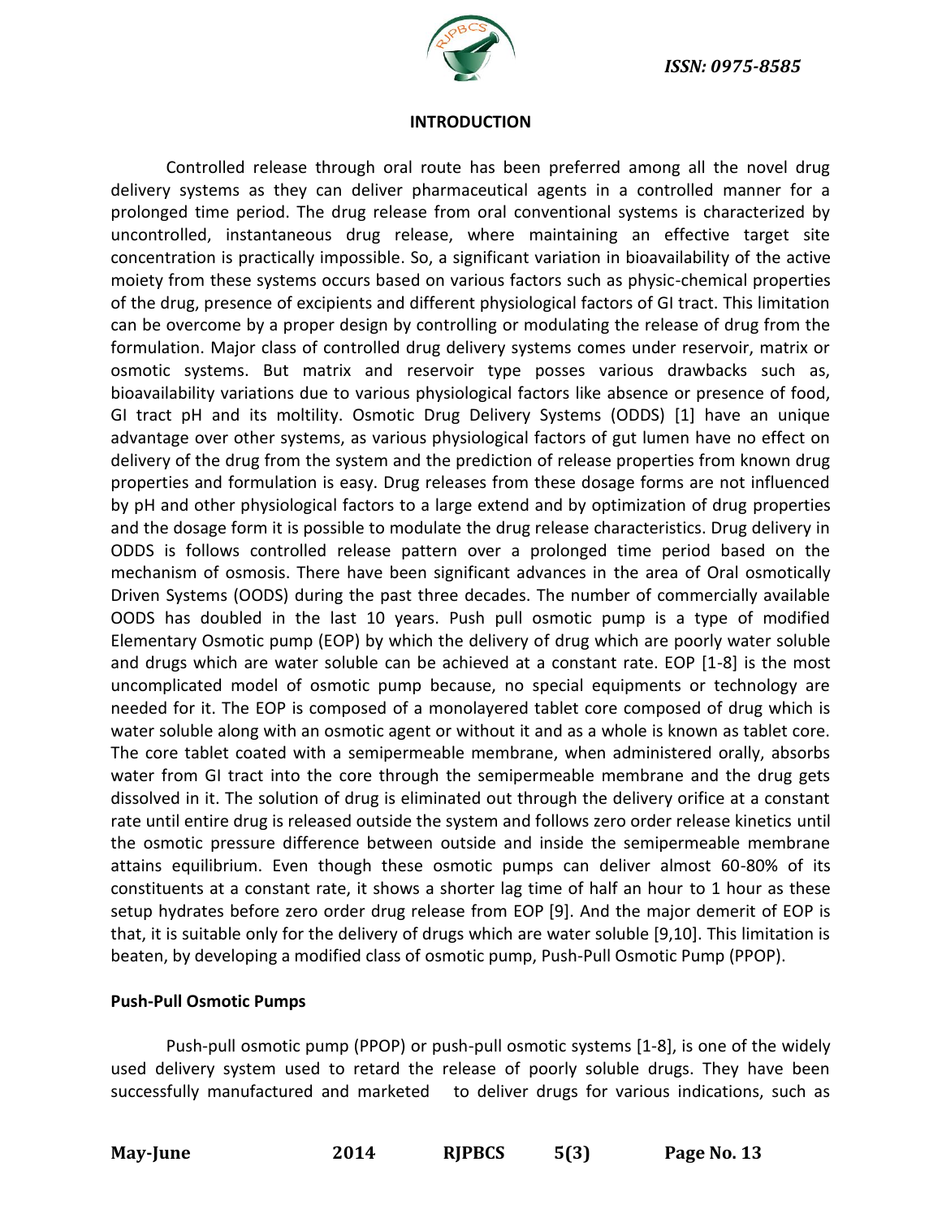## INTRODUCTION

Controlled release through oral route has been preferred among all the novel drug delivery systems as they can deliver pharmaceutical agents in a controlled manner for a prolonged time period. The drug release from oral conventional systems is characterized by uncontrolled, instantaneous drug release, where maintaining an effective target site concentration is practically impossible. So, a significant variation in bioavailability of the active moiety from these systems occurs based on various factors such as physic-chemical properties of the drug, presence of excipients and different physiological factors of GI tract. This limitation can be overcome by a proper design by controlling or modulating the release of drug from the formulation. Major class of controlled drug delivery systems comes under reservoir, matrix or osmotic systems. But matrix and reservoir type posses various drawbacks such as, bioavailability variations due to various physiological factors like absence or presence of food, GI tract pH and its moltility. Osmotic Drug Delivery Systems (ODDS) [1] have an unique advantage over other systems, as various physiological factors of gut lumen have no effect on delivery of the drug from the system and the prediction of release properties from known drug properties and formulation is easy. Drug releases from these dosage forms are not influenced by pH and other physiological factors to a large extend and by optimization of drug properties and the dosage form it is possible to modulate the drug release characteristics. Drug delivery in ODDS is follows controlled release pattern over a prolonged time period based on the mechanism of osmosis. There have been significant advances in the area of Oral osmotically Driven Systems (OODS) during the past three decades. The number of commercially available OODS has doubled in the last 10 years. Push pull osmotic pump is a type of modified Elementary Osmotic pump (EOP) by which the delivery of drug which are poorly water soluble and drugs which are water soluble can be achieved at a constant rate. EOP [1-8] is the most uncomplicated model of osmotic pump because, no special equipments or technology are needed for it. The EOP is composed of a monolayered tablet core composed of drug which is water soluble along with an osmotic agent or without it and as a whole is known as tablet core. The core tablet coated with a semipermeable membrane, when administered orally, absorbs water from GI tract into the core through the semipermeable membrane and the drug gets dissolved in it. The solution of drug is eliminated out through the delivery orifice at a constant rate until entire drug is released outside the system and follows zero order release kinetics until the osmotic pressure difference between outside and inside the semipermeable membrane attains equilibrium. Even though these osmotic pumps can deliver almost 60-80% of its constituents at a constant rate, it shows a shorter lag time of half an hour to 1 hour as these setup hydrates before zero order drug release from EOP [9]. And the major demerit of EOP is that, it is suitable only for the delivery of drugs which are water soluble [9,10]. This limitation is beaten, by developing a modified class of osmotic pump, Push-Pull Osmotic Pump (PPOP).

### Push-Pull Osmotic Pumps

Push-pull osmotic pump (PPOP) or push-pull osmotic systems [1-8], is one of the widely used delivery system used to retard the release of poorly soluble drugs. They have been successfully manufactured and marketed to deliver drugs for various indications, such as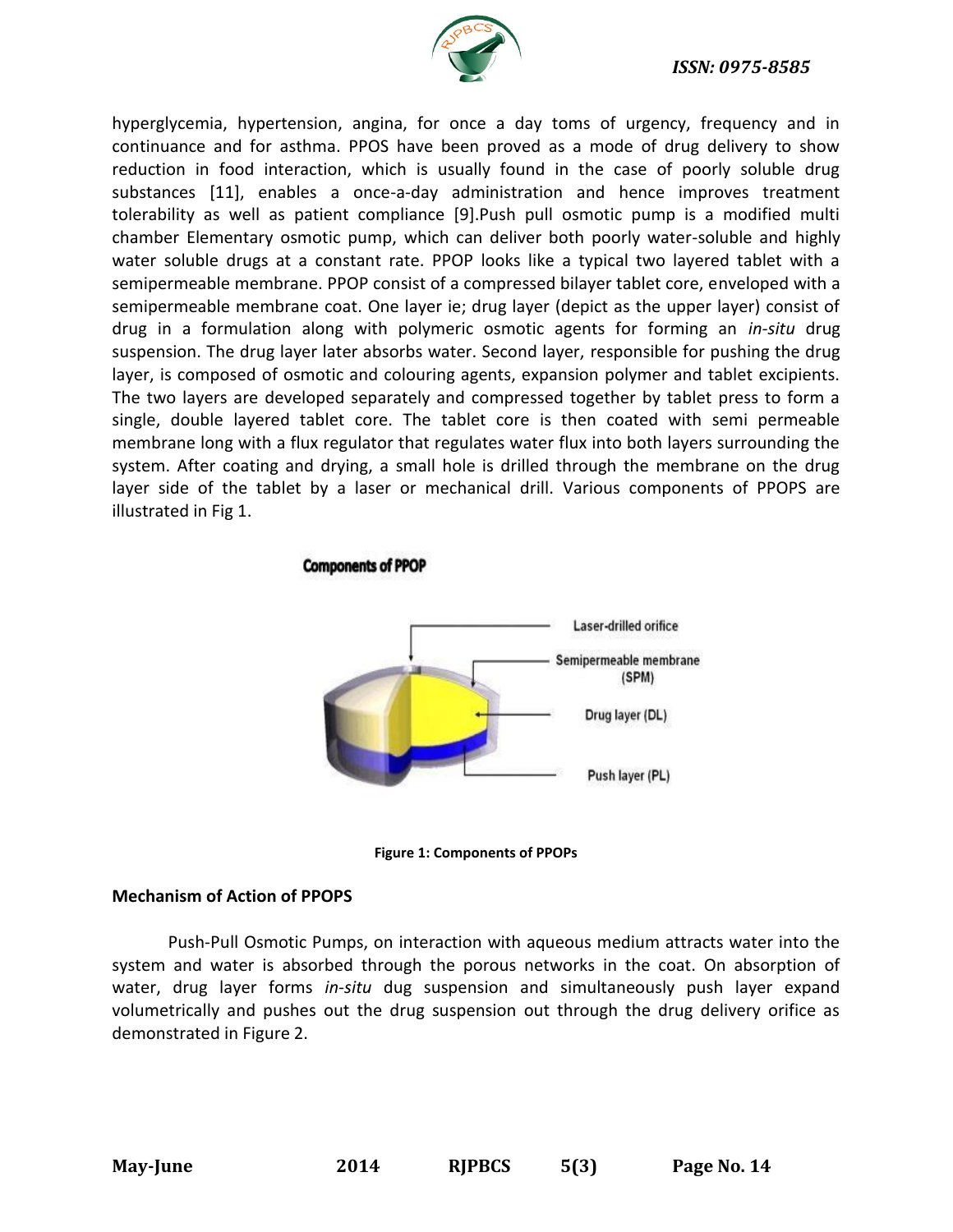hyperglycemia, hypertension, angina, for once a day toms of urgency, frequency and in continuance and for asthma. PPOS have been proved as a mode of drug delivery to show reduction in food interaction, which is usually found in the case of poorly soluble drug substances [11], enables a once-a-day administration and hence improves treatment tolerability as well as patient compliance [9].Push pull osmotic pump is a modified multi chamber Elementary osmotic pump, which can deliver both poorly water-soluble and highly water soluble drugs at a constant rate. PPOP looks like a typical two layered tablet with a semipermeable membrane. PPOP consist of a compressed bilayer tablet core, enveloped with a semipermeable membrane coat. One layer ie; drug layer (depict as the upper layer) consist of drug in a formulation along with polymeric osmotic agents for forming an *in-situ* drug suspension. The drug layer later absorbs water. Second layer, responsible for pushing the drug layer, is composed of osmotic and colouring agents, expansion polymer and tablet excipients. The two layers are developed separately and compressed together by tablet press to form a single, double layered tablet core. The tablet core is then coated with semi permeable membrane long with a flux regulator that regulates water flux into both layers surrounding the system. After coating and drying, a small hole is drilled through the membrane on the drug layer side of the tablet by a laser or mechanical drill. Various components of PPOPS are illustrated in Fig 1.

**Components of PPOP**

Laser-drilled orifice

Semipermeable membrane (SPM)

Drug layer (DL)

Push layer (PL)

**Figure 1: Components of PPOPs**

**Mechanism of Action of PPOPS**

Push-Pull Osmotic Pumps, on interaction with aqueous medium attracts water into the system and water is absorbed through the porous networks in the coat. On absorption of water, drug layer forms *in-situ* dug suspension and simultaneously push layer expand volumetrically and pushes out the drug suspension out through the drug delivery orifice as demonstrated in Figure 2.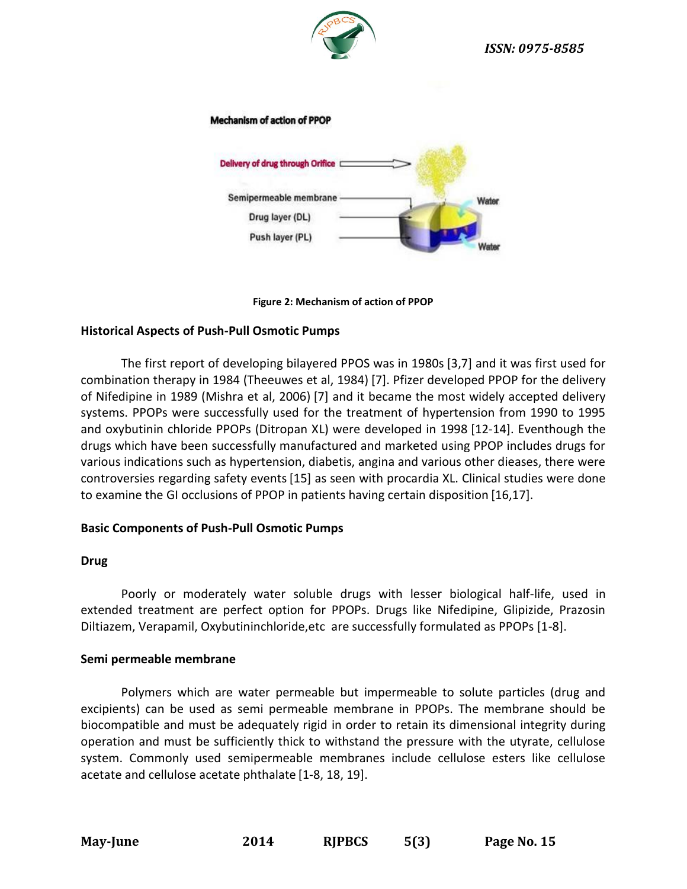Mechanism of action of PPOP

Delivery of drug through Orifice

Semipermeable membrane

Drug layer (DL)

Push layer (PL)

Water

Water

**Figure 2: Mechanism of action of PPOP**

**Historical Aspects of Push-Pull Osmotic Pumps**

The first report of developing bilayered PPOS was in 1980s [3,7] and it was first used for combination therapy in 1984 (Theeuwes et al, 1984) [7]. Pfizer developed PPOP for the delivery of Nifedipine in 1989 (Mishra et al, 2006) [7] and it became the most widely accepted delivery systems. PPOPs were successfully used for the treatment of hypertension from 1990 to 1995 and oxybutinin chloride PPOPs (Ditropan XL) were developed in 1998 [12-14]. Eventhough the drugs which have been successfully manufactured and marketed using PPOP includes drugs for various indications such as hypertension, diabetis, angina and various other dieases, there were controversies regarding safety events [15] as seen with procardia XL. Clinical studies were done to examine the GI occlusions of PPOP in patients having certain disposition [16,17].

**Basic Components of Push-Pull Osmotic Pumps**

**Drug**

Poorly or moderately water soluble drugs with lesser biological half-life, used in extended treatment are perfect option for PPOPs. Drugs like Nifedipine, Glipizide, Prazosin Diltiazem, Verapamil, Oxybutininchloride,etc are successfully formulated as PPOPs [1-8].

**Semi permeable membrane**

Polymers which are water permeable but impermeable to solute particles (drug and excipients) can be used as semi permeable membrane in PPOPs. The membrane should be biocompatible and must be adequately rigid in order to retain its dimensional integrity during operation and must be sufficiently thick to withstand the pressure with the utyrate, cellulose system. Commonly used semipermeable membranes include cellulose esters like cellulose acetate and cellulose acetate phthalate [1-8, 18, 19].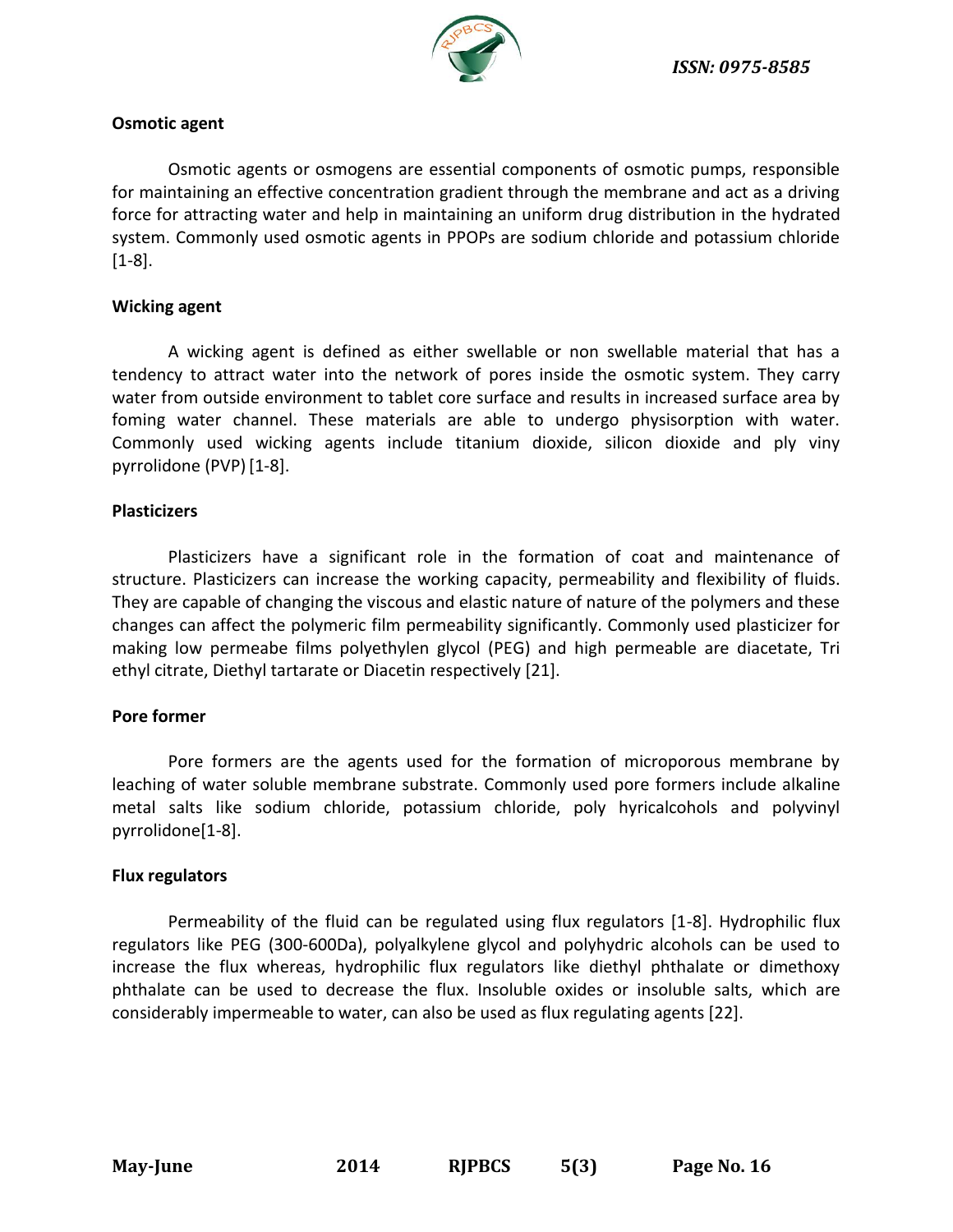**Osmotic agent**

Osmotic agents or osmogens are essential components of osmotic pumps, responsible for maintaining an effective concentration gradient through the membrane and act as a driving force for attracting water and help in maintaining an uniform drug distribution in the hydrated system. Commonly used osmotic agents in PPOPs are sodium chloride and potassium chloride [1-8].

**Wicking agent**

A wicking agent is defined as either swellable or non swellable material that has a tendency to attract water into the network of pores inside the osmotic system. They carry water from outside environment to tablet core surface and results in increased surface area by foming water channel. These materials are able to undergo physisorption with water. Commonly used wicking agents include titanium dioxide, silicon dioxide and ply viny pyrrolidone (PVP) [1-8].

**Plasticizers**

Plasticizers have a significant role in the formation of coat and maintenance of structure. Plasticizers can increase the working capacity, permeability and flexibility of fluids. They are capable of changing the viscous and elastic nature of nature of the polymers and these changes can affect the polymeric film permeability significantly. Commonly used plasticizer for making low permeabe films polyethylen glycol (PEG) and high permeable are diacetate, Tri ethyl citrate, Diethyl tartarate or Diacetin respectively [21].

**Pore former**

Pore formers are the agents used for the formation of microporous membrane by leaching of water soluble membrane substrate. Commonly used pore formers include alkaline metal salts like sodium chloride, potassium chloride, poly hyricalcohols and polyvinyl pyrrolidone[1-8].

**Flux regulators**

Permeability of the fluid can be regulated using flux regulators [1-8]. Hydrophilic flux regulators like PEG (300-600Da), polyalkylene glycol and polyhydric alcohols can be used to increase the flux whereas, hydrophilic flux regulators like diethyl phthalate or dimethoxy phthalate can be used to decrease the flux. Insoluble oxides or insoluble salts, which are considerably impermeable to water, can also be used as flux regulating agents [22].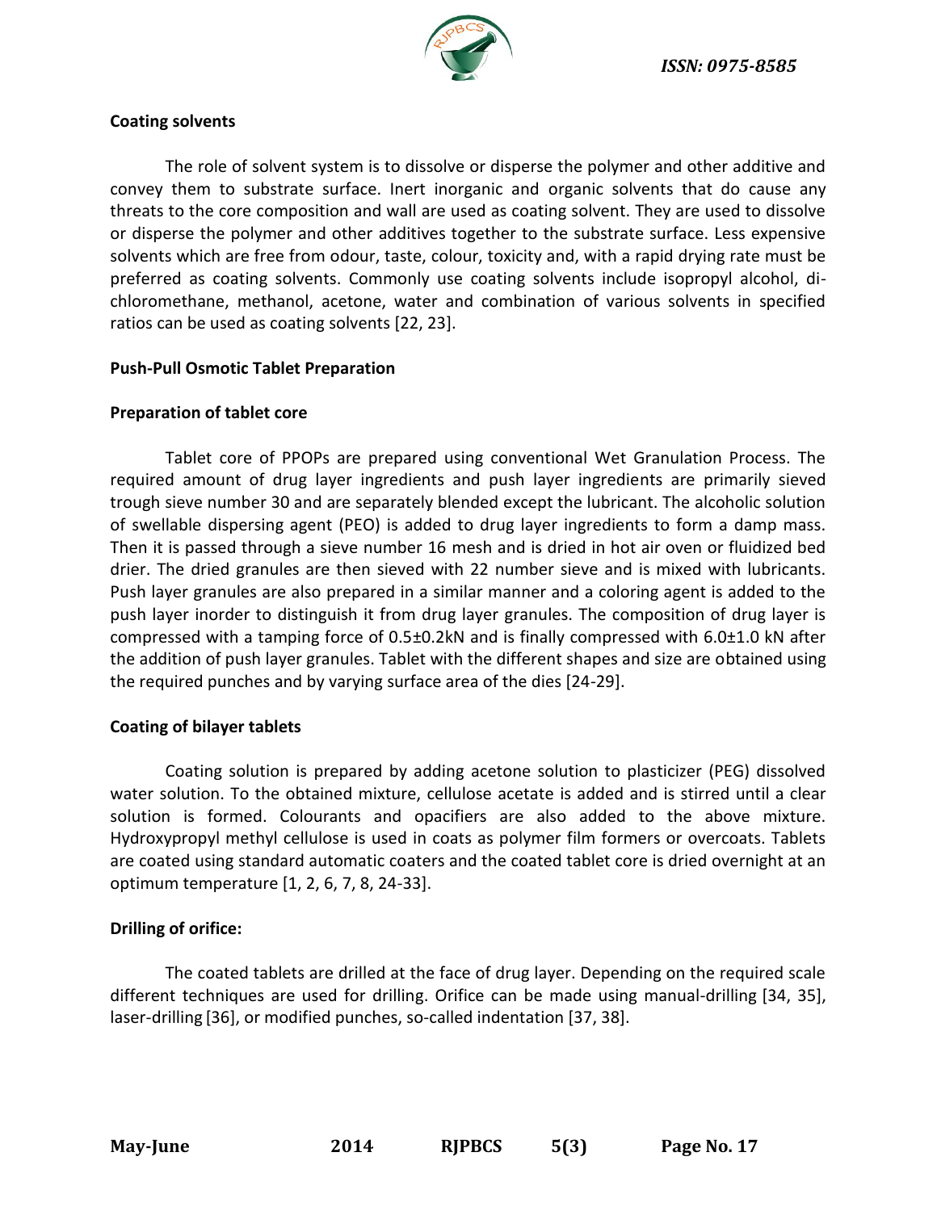**Coating solvents**

The role of solvent system is to dissolve or disperse the polymer and other additive and convey them to substrate surface. Inert inorganic and organic solvents that do cause any threats to the core composition and wall are used as coating solvent. They are used to dissolve or disperse the polymer and other additives together to the substrate surface. Less expensive solvents which are free from odour, taste, colour, toxicity and, with a rapid drying rate must be preferred as coating solvents. Commonly use coating solvents include isopropyl alcohol, di-chloromethane, methanol, acetone, water and combination of various solvents in specified ratios can be used as coating solvents [22, 23].

**Push-Pull Osmotic Tablet Preparation**

**Preparation of tablet core**

Tablet core of PPOPs are prepared using conventional Wet Granulation Process. The required amount of drug layer ingredients and push layer ingredients are primarily sieved trough sieve number 30 and are separately blended except the lubricant. The alcoholic solution of swellable dispersing agent (PEO) is added to drug layer ingredients to form a damp mass. Then it is passed through a sieve number 16 mesh and is dried in hot air oven or fluidized bed drier. The dried granules are then sieved with 22 number sieve and is mixed with lubricants. Push layer granules are also prepared in a similar manner and a coloring agent is added to the push layer inorder to distinguish it from drug layer granules. The composition of drug layer is compressed with a tamping force of 0.5±0.2kN and is finally compressed with 6.0±1.0 kN after the addition of push layer granules. Tablet with the different shapes and size are obtained using the required punches and by varying surface area of the dies [24-29].

**Coating of bilayer tablets**

Coating solution is prepared by adding acetone solution to plasticizer (PEG) dissolved water solution. To the obtained mixture, cellulose acetate is added and is stirred until a clear solution is formed. Colourants and opacifiers are also added to the above mixture. Hydroxypropyl methyl cellulose is used in coats as polymer film formers or overcoats. Tablets are coated using standard automatic coaters and the coated tablet core is dried overnight at an optimum temperature [1, 2, 6, 7, 8, 24-33].

**Drilling of orifice:**

The coated tablets are drilled at the face of drug layer. Depending on the required scale different techniques are used for drilling. Orifice can be made using manual-drilling [34, 35], laser-drilling [36], or modified punches, so-called indentation [37, 38].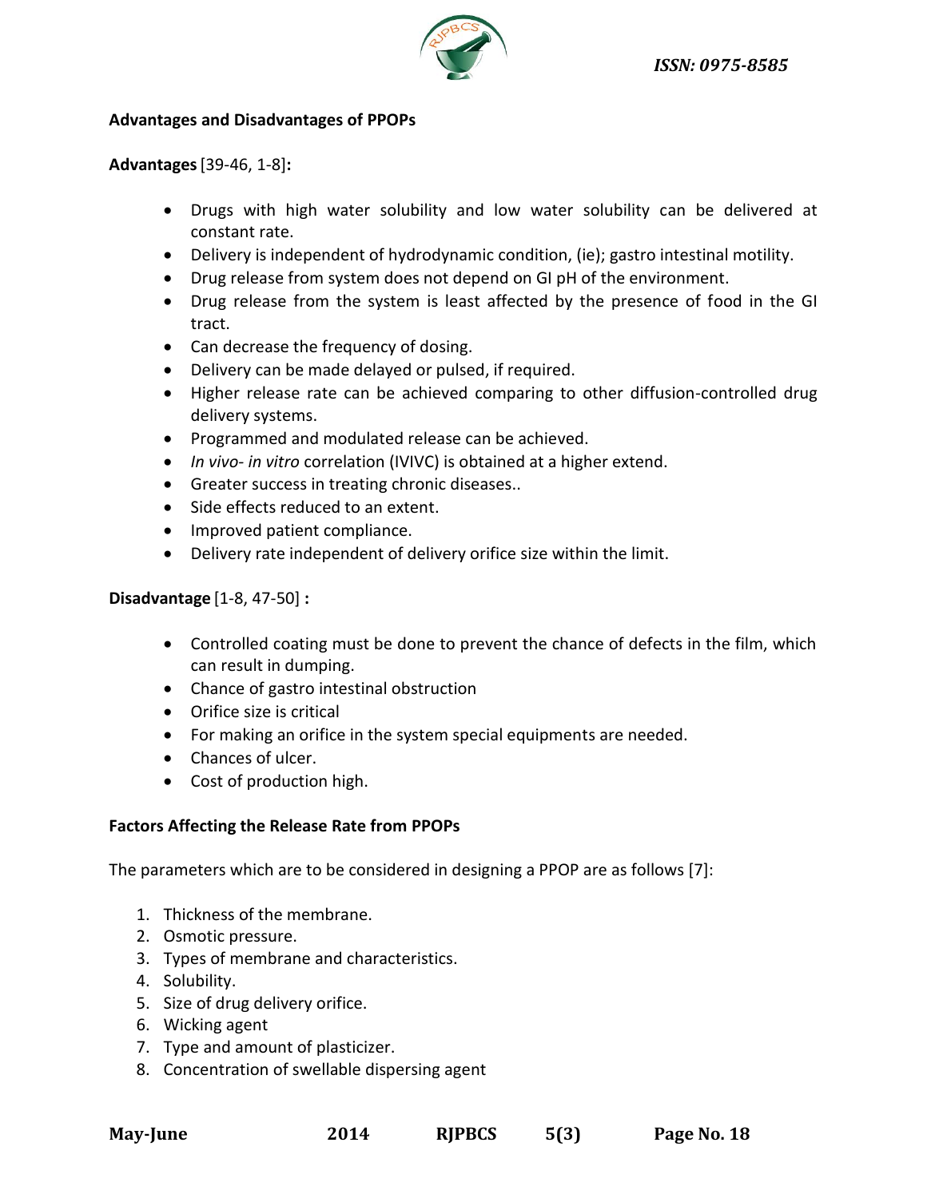## Advantages and Disadvantages of PPOPs

**Advantages** [39-46, 1-8]**:**

- Drugs with high water solubility and low water solubility can be delivered at constant rate.
- Delivery is independent of hydrodynamic condition, (ie); gastro intestinal motility.
- Drug release from system does not depend on GI pH of the environment.
- Drug release from the system is least affected by the presence of food in the GI tract.
- Can decrease the frequency of dosing.
- Delivery can be made delayed or pulsed, if required.
- Higher release rate can be achieved comparing to other diffusion-controlled drug delivery systems.
- Programmed and modulated release can be achieved.
- *In vivo- in vitro* correlation (IVIVC) is obtained at a higher extend.
- Greater success in treating chronic diseases..
- Side effects reduced to an extent.
- Improved patient compliance.
- Delivery rate independent of delivery orifice size within the limit.

**Disadvantage** [1-8, 47-50] **:**

- Controlled coating must be done to prevent the chance of defects in the film, which can result in dumping.
- Chance of gastro intestinal obstruction
- Orifice size is critical
- For making an orifice in the system special equipments are needed.
- Chances of ulcer.
- Cost of production high.

## Factors Affecting the Release Rate from PPOPs

The parameters which are to be considered in designing a PPOP are as follows [7]:

1. Thickness of the membrane.
2. Osmotic pressure.
3. Types of membrane and characteristics.
4. Solubility.
5. Size of drug delivery orifice.
6. Wicking agent
7. Type and amount of plasticizer.
8. Concentration of swellable dispersing agent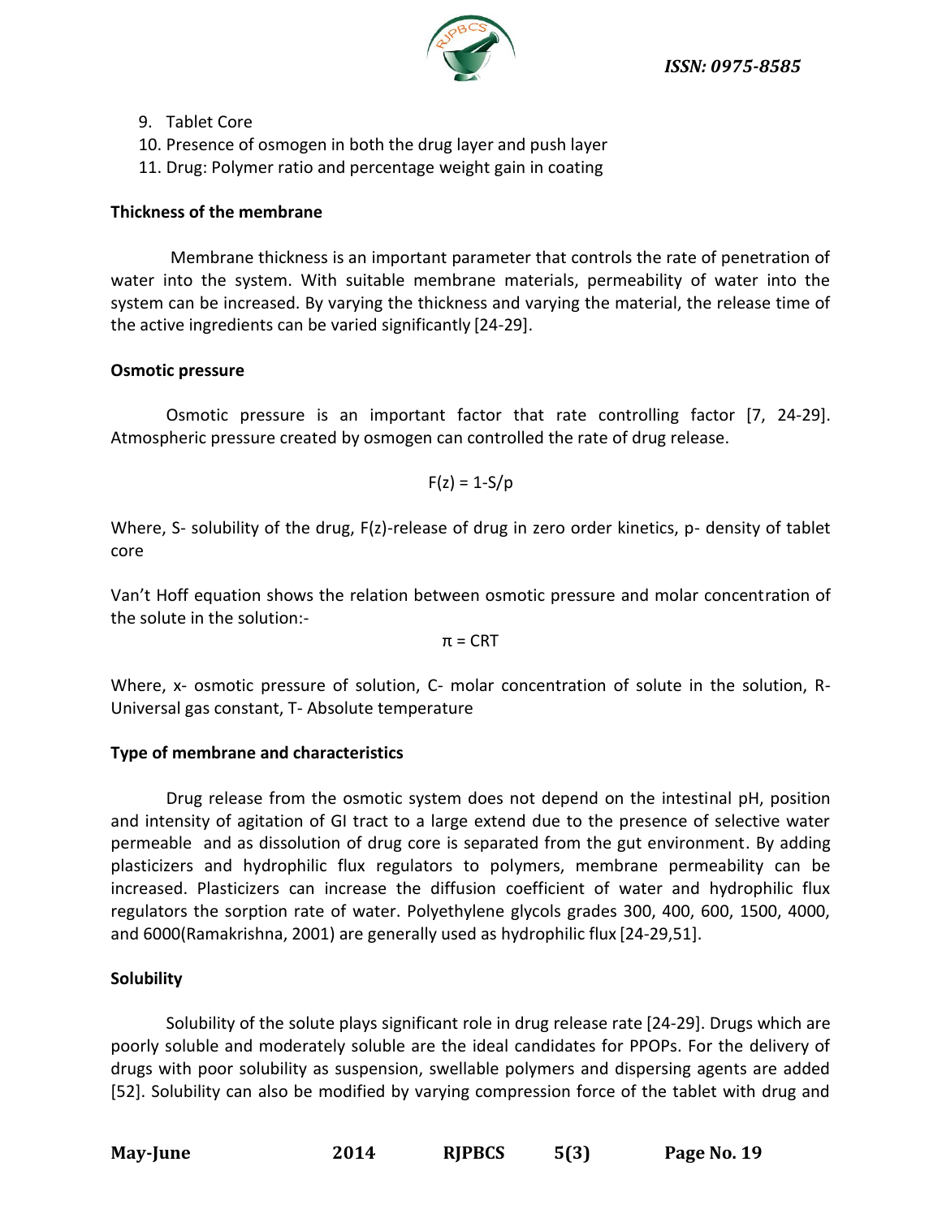9. Tablet Core
10. Presence of osmogen in both the drug layer and push layer
11. Drug: Polymer ratio and percentage weight gain in coating

**Thickness of the membrane**

Membrane thickness is an important parameter that controls the rate of penetration of water into the system. With suitable membrane materials, permeability of water into the system can be increased. By varying the thickness and varying the material, the release time of the active ingredients can be varied significantly [24-29].

**Osmotic pressure**

Osmotic pressure is an important factor that rate controlling factor [7, 24-29]. Atmospheric pressure created by osmogen can controlled the rate of drug release.

$$F(z) = 1 - S/p$$

Where, S- solubility of the drug, F(z)-release of drug in zero order kinetics, p- density of tablet core

Van't Hoff equation shows the relation between osmotic pressure and molar concentration of the solute in the solution:-

$$\pi = CRT$$

Where, x- osmotic pressure of solution, C- molar concentration of solute in the solution, R- Universal gas constant, T- Absolute temperature

**Type of membrane and characteristics**

Drug release from the osmotic system does not depend on the intestinal pH, position and intensity of agitation of GI tract to a large extend due to the presence of selective water permeable and as dissolution of drug core is separated from the gut environment. By adding plasticizers and hydrophilic flux regulators to polymers, membrane permeability can be increased. Plasticizers can increase the diffusion coefficient of water and hydrophilic flux regulators the sorption rate of water. Polyethylene glycols grades 300, 400, 600, 1500, 4000, and 6000(Ramakrishna, 2001) are generally used as hydrophilic flux [24-29,51].

**Solubility**

Solubility of the solute plays significant role in drug release rate [24-29]. Drugs which are poorly soluble and moderately soluble are the ideal candidates for PPOPs. For the delivery of drugs with poor solubility as suspension, swellable polymers and dispersing agents are added [52]. Solubility can also be modified by varying compression force of the tablet with drug and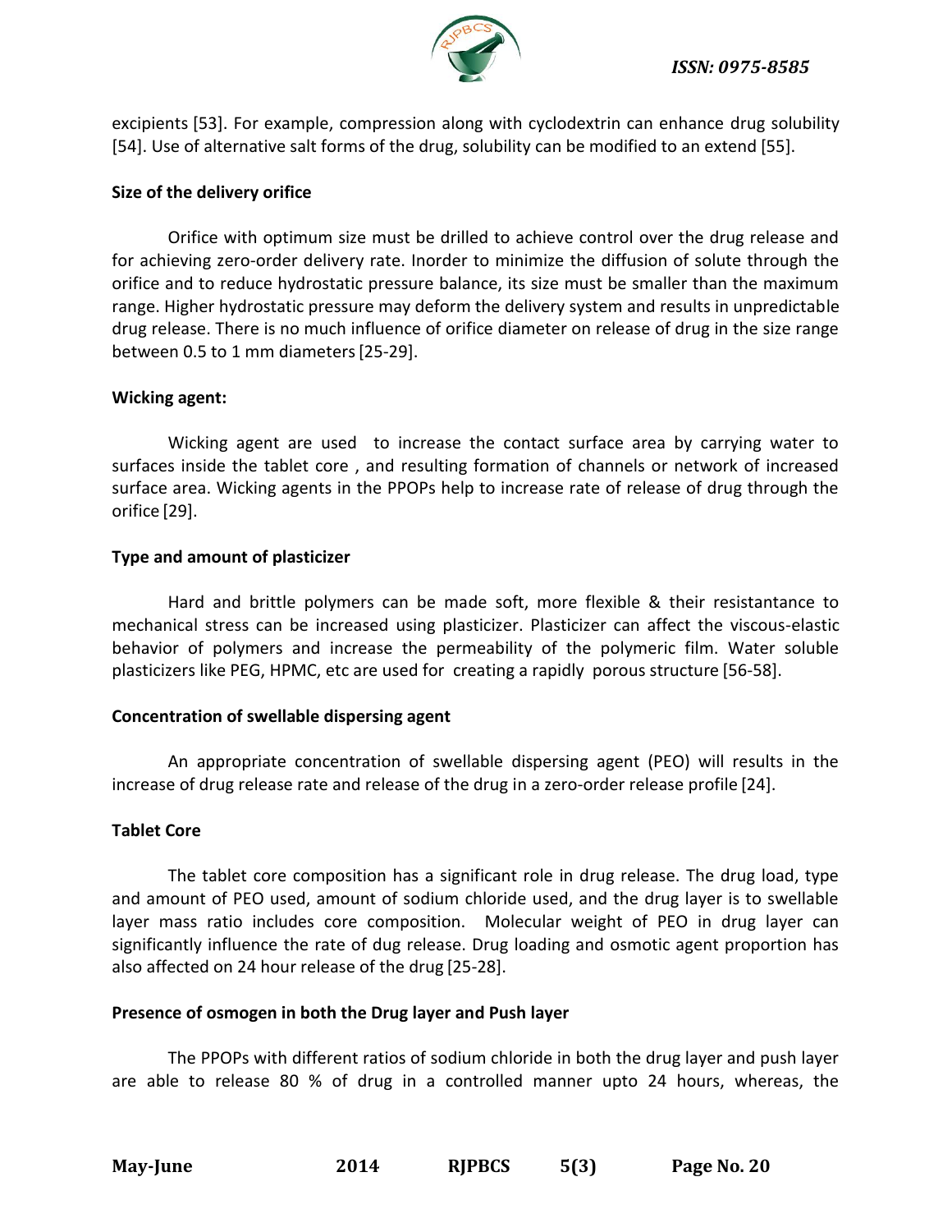excipients [53]. For example, compression along with cyclodextrin can enhance drug solubility [54]. Use of alternative salt forms of the drug, solubility can be modified to an extend [55].

**Size of the delivery orifice**

Orifice with optimum size must be drilled to achieve control over the drug release and for achieving zero-order delivery rate. Inorder to minimize the diffusion of solute through the orifice and to reduce hydrostatic pressure balance, its size must be smaller than the maximum range. Higher hydrostatic pressure may deform the delivery system and results in unpredictable drug release. There is no much influence of orifice diameter on release of drug in the size range between 0.5 to 1 mm diameters [25-29].

**Wicking agent:**

Wicking agent are used to increase the contact surface area by carrying water to surfaces inside the tablet core , and resulting formation of channels or network of increased surface area. Wicking agents in the PPOPs help to increase rate of release of drug through the orifice [29].

**Type and amount of plasticizer**

Hard and brittle polymers can be made soft, more flexible & their resistantance to mechanical stress can be increased using plasticizer. Plasticizer can affect the viscous-elastic behavior of polymers and increase the permeability of the polymeric film. Water soluble plasticizers like PEG, HPMC, etc are used for creating a rapidly porous structure [56-58].

**Concentration of swellable dispersing agent**

An appropriate concentration of swellable dispersing agent (PEO) will results in the increase of drug release rate and release of the drug in a zero-order release profile [24].

**Tablet Core**

The tablet core composition has a significant role in drug release. The drug load, type and amount of PEO used, amount of sodium chloride used, and the drug layer is to swellable layer mass ratio includes core composition. Molecular weight of PEO in drug layer can significantly influence the rate of dug release. Drug loading and osmotic agent proportion has also affected on 24 hour release of the drug [25-28].

**Presence of osmogen in both the Drug layer and Push layer**

The PPOPs with different ratios of sodium chloride in both the drug layer and push layer are able to release 80 % of drug in a controlled manner upto 24 hours, whereas, the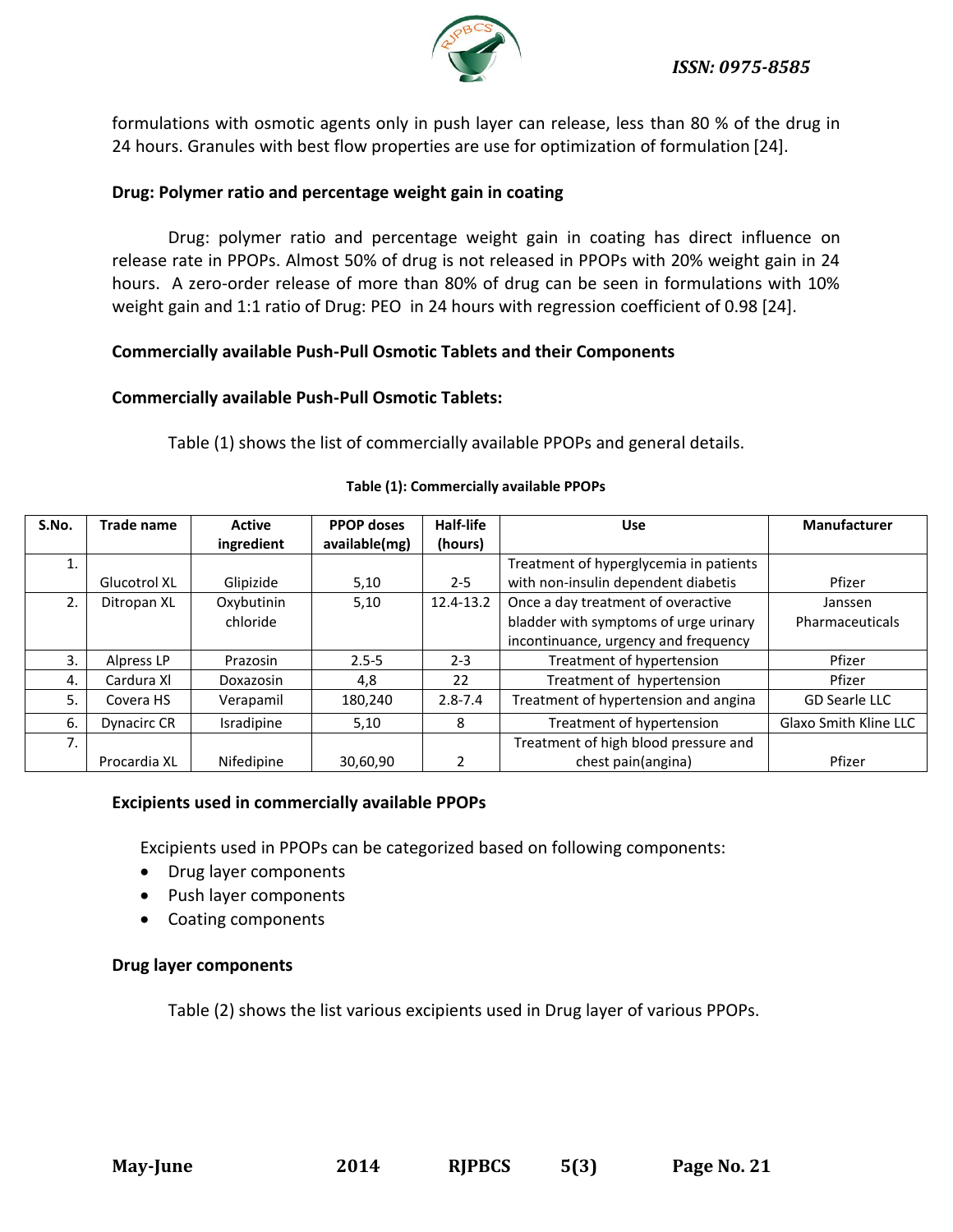formulations with osmotic agents only in push layer can release, less than 80 % of the drug in 24 hours. Granules with best flow properties are use for optimization of formulation [24].

### Drug: Polymer ratio and percentage weight gain in coating

Drug: polymer ratio and percentage weight gain in coating has direct influence on release rate in PPOPs. Almost 50% of drug is not released in PPOPs with 20% weight gain in 24 hours. A zero-order release of more than 80% of drug can be seen in formulations with 10% weight gain and 1:1 ratio of Drug: PEO in 24 hours with regression coefficient of 0.98 [24].

### Commercially available Push-Pull Osmotic Tablets and their Components

### Commercially available Push-Pull Osmotic Tablets:

Table (1) shows the list of commercially available PPOPs and general details.

**Table (1): Commercially available PPOPs**

| S.No. | Trade name | Active ingredient | PPOP doses available(mg) | Half-life (hours) | Use | Manufacturer |
|---|---|---|---|---|---|---|
| 1. | Glucotrol XL | Glipizide | 5,10 | 2-5 | Treatment of hyperglycemia in patients with non-insulin dependent diabetis | Pfizer |
| 2. | Ditropan XL | Oxybutinin chloride | 5,10 | 12.4-13.2 | Once a day treatment of overactive bladder with symptoms of urge urinary incontinuance, urgency and frequency | Janssen Pharmaceuticals |
| 3. | Alpress LP | Prazosin | 2.5-5 | 2-3 | Treatment of hypertension | Pfizer |
| 4. | Cardura Xl | Doxazosin | 4,8 | 22 | Treatment of hypertension | Pfizer |
| 5. | Covera HS | Verapamil | 180,240 | 2.8-7.4 | Treatment of hypertension and angina | GD Searle LLC |
| 6. | Dynacirc CR | Isradipine | 5,10 | 8 | Treatment of hypertension | Glaxo Smith Kline LLC |
| 7. | Procardia XL | Nifedipine | 30,60,90 | 2 | Treatment of high blood pressure and chest pain(angina) | Pfizer |

### Excipients used in commercially available PPOPs

Excipients used in PPOPs can be categorized based on following components:

- Drug layer components
- Push layer components
- Coating components

### Drug layer components

Table (2) shows the list various excipients used in Drug layer of various PPOPs.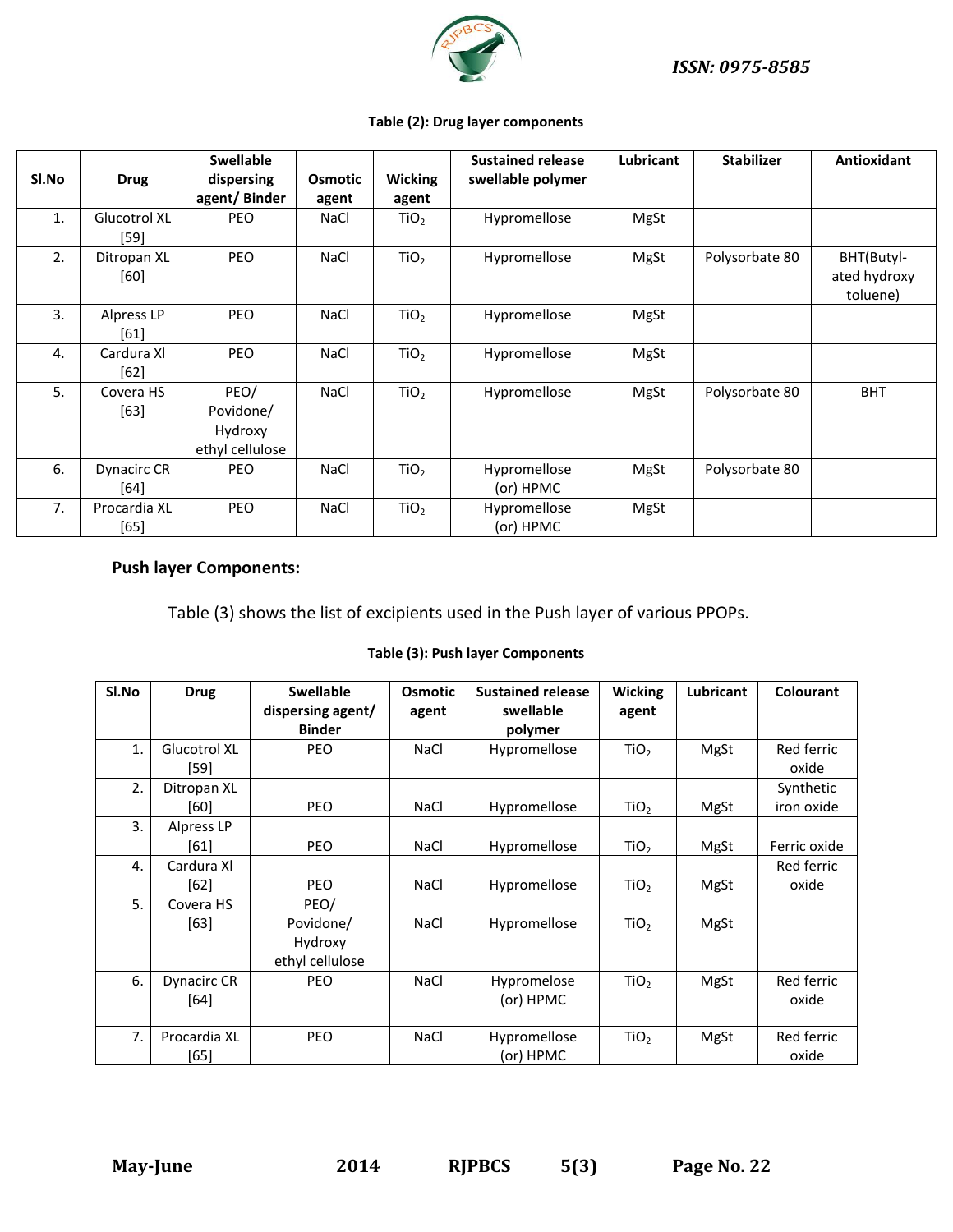**Table (2): Drug layer components**

| Sl.No | Drug | Swellable dispersing agent/ Binder | Osmotic agent | Wicking agent | Sustained release swellable polymer | Lubricant | Stabilizer | Antioxidant |
|---|---|---|---|---|---|---|---|---|
| 1. | Glucotrol XL [59] | PEO | NaCl | $TiO_2$ | Hypromellose | MgSt | | |
| 2. | Ditropan XL [60] | PEO | NaCl | $TiO_2$ | Hypromellose | MgSt | Polysorbate 80 | BHT(Butyl-ated hydroxy toluene) |
| 3. | Alpress LP [61] | PEO | NaCl | $TiO_2$ | Hypromellose | MgSt | | |
| 4. | Cardura Xl [62] | PEO | NaCl | $TiO_2$ | Hypromellose | MgSt | | |
| 5. | Covera HS [63] | PEO/ Povidone/ Hydroxy ethyl cellulose | NaCl | $TiO_2$ | Hypromellose | MgSt | Polysorbate 80 | BHT |
| 6. | Dynacirc CR [64] | PEO | NaCl | $TiO_2$ | Hypromellose (or) HPMC | MgSt | Polysorbate 80 | |
| 7. | Procardia XL [65] | PEO | NaCl | $TiO_2$ | Hypromellose (or) HPMC | MgSt | | |

**Push layer Components:**

Table (3) shows the list of excipients used in the Push layer of various PPOPs.

**Table (3): Push layer Components**

| Sl.No | Drug | Swellable dispersing agent/ Binder | Osmotic agent | Sustained release swellable polymer | Wicking agent | Lubricant | Colourant |
|---|---|---|---|---|---|---|---|
| 1. | Glucotrol XL [59] | PEO | NaCl | Hypromellose | $TiO_2$ | MgSt | Red ferric oxide |
| 2. | Ditropan XL [60] | PEO | NaCl | Hypromellose | $TiO_2$ | MgSt | Synthetic iron oxide |
| 3. | Alpress LP [61] | PEO | NaCl | Hypromellose | $TiO_2$ | MgSt | Ferric oxide |
| 4. | Cardura Xl [62] | PEO | NaCl | Hypromellose | $TiO_2$ | MgSt | Red ferric oxide |
| 5. | Covera HS [63] | PEO/ Povidone/ Hydroxy ethyl cellulose | NaCl | Hypromellose | $TiO_2$ | MgSt | |
| 6. | Dynacirc CR [64] | PEO | NaCl | Hypromelose (or) HPMC | $TiO_2$ | MgSt | Red ferric oxide |
| 7. | Procardia XL [65] | PEO | NaCl | Hypromellose (or) HPMC | $TiO_2$ | MgSt | Red ferric oxide |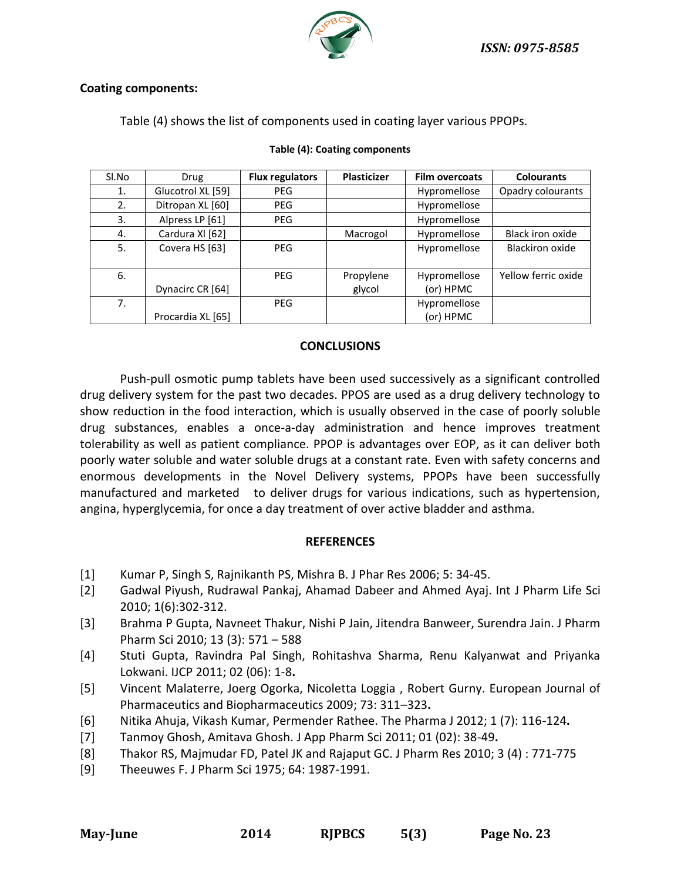**Coating components:**

Table (4) shows the list of components used in coating layer various PPOPs.

**Table (4): Coating components**

| Sl.No | Drug | **Flux regulators** | **Plasticizer** | **Film overcoats** | **Colourants** |
|---|---|---|---|---|---|
| 1. | Glucotrol XL [59] | PEG | | Hypromellose | Opadry colourants |
| 2. | Ditropan XL [60] | PEG | | Hypromellose | |
| 3. | Alpress LP [61] | PEG | | Hypromellose | |
| 4. | Cardura Xl [62] | | Macrogol | Hypromellose | Black iron oxide |
| 5. | Covera HS [63] | PEG | | Hypromellose | Blackiron oxide |
| 6. | Dynacirc CR [64] | PEG | Propylene glycol | Hypromellose (or) HPMC | Yellow ferric oxide |
| 7. | Procardia XL [65] | PEG | | Hypromellose (or) HPMC | |

## CONCLUSIONS

Push-pull osmotic pump tablets have been used successively as a significant controlled drug delivery system for the past two decades. PPOS are used as a drug delivery technology to show reduction in the food interaction, which is usually observed in the case of poorly soluble drug substances, enables a once-a-day administration and hence improves treatment tolerability as well as patient compliance. PPOP is advantages over EOP, as it can deliver both poorly water soluble and water soluble drugs at a constant rate. Even with safety concerns and enormous developments in the Novel Delivery systems, PPOPs have been successfully manufactured and marketed to deliver drugs for various indications, such as hypertension, angina, hyperglycemia, for once a day treatment of over active bladder and asthma.

## REFERENCES

[1] Kumar P, Singh S, Rajnikanth PS, Mishra B. J Phar Res 2006; 5: 34-45.

[2] Gadwal Piyush, Rudrawal Pankaj, Ahamad Dabeer and Ahmed Ayaj. Int J Pharm Life Sci 2010; 1(6):302-312.

[3] Brahma P Gupta, Navneet Thakur, Nishi P Jain, Jitendra Banweer, Surendra Jain. J Pharm Pharm Sci 2010; 13 (3): 571 – 588

[4] Stuti Gupta, Ravindra Pal Singh, Rohitashva Sharma, Renu Kalyanwat and Priyanka Lokwani. IJCP 2011; 02 (06): 1-8.

[5] Vincent Malaterre, Joerg Ogorka, Nicoletta Loggia , Robert Gurny. European Journal of Pharmaceutics and Biopharmaceutics 2009; 73: 311–323.

[6] Nitika Ahuja, Vikash Kumar, Permender Rathee. The Pharma J 2012; 1 (7): 116-124.

[7] Tanmoy Ghosh, Amitava Ghosh. J App Pharm Sci 2011; 01 (02): 38-49.

[8] Thakor RS, Majmudar FD, Patel JK and Rajaput GC. J Pharm Res 2010; 3 (4) : 771-775

[9] Theeuwes F. J Pharm Sci 1975; 64: 1987-1991.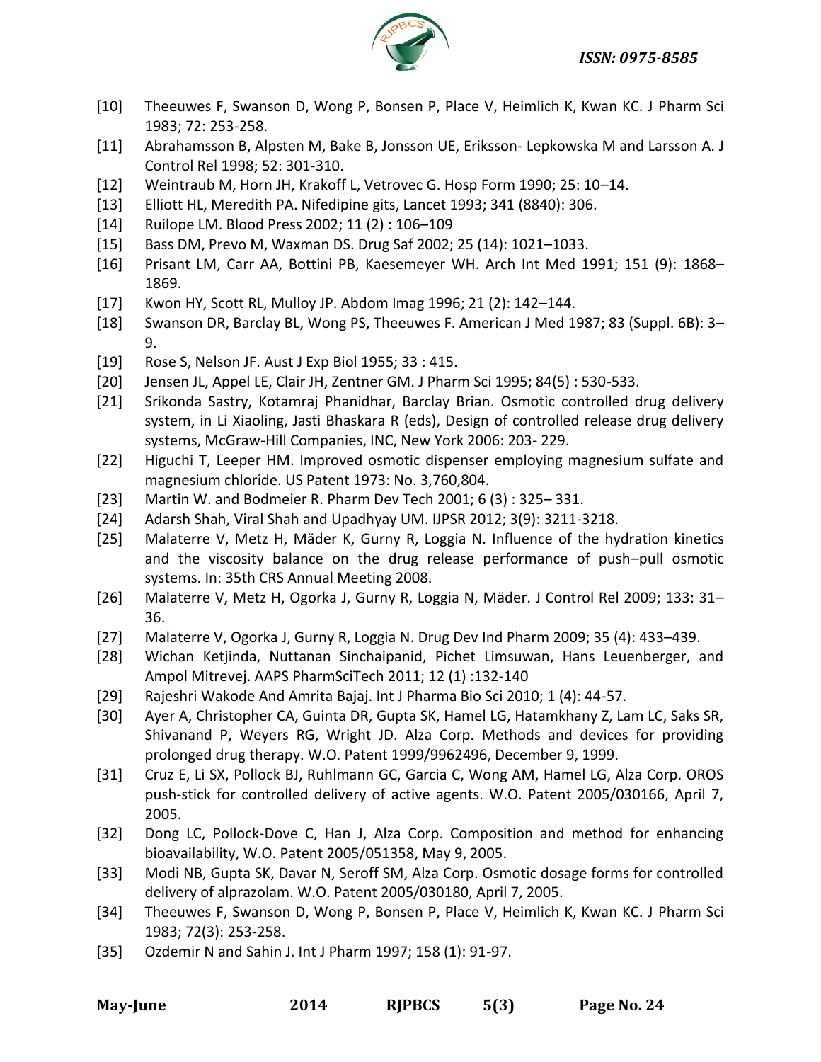[10] Theeuwes F, Swanson D, Wong P, Bonsen P, Place V, Heimlich K, Kwan KC. J Pharm Sci 1983; 72: 253-258.

[11] Abrahamsson B, Alpsten M, Bake B, Jonsson UE, Eriksson- Lepkowska M and Larsson A. J Control Rel 1998; 52: 301-310.

[12] Weintraub M, Horn JH, Krakoff L, Vetrovec G. Hosp Form 1990; 25: 10–14.

[13] Elliott HL, Meredith PA. Nifedipine gits, Lancet 1993; 341 (8840): 306.

[14] Ruilope LM. Blood Press 2002; 11 (2) : 106–109

[15] Bass DM, Prevo M, Waxman DS. Drug Saf 2002; 25 (14): 1021–1033.

[16] Prisant LM, Carr AA, Bottini PB, Kaesemeyer WH. Arch Int Med 1991; 151 (9): 1868–1869.

[17] Kwon HY, Scott RL, Mulloy JP. Abdom Imag 1996; 21 (2): 142–144.

[18] Swanson DR, Barclay BL, Wong PS, Theeuwes F. American J Med 1987; 83 (Suppl. 6B): 3–9.

[19] Rose S, Nelson JF. Aust J Exp Biol 1955; 33 : 415.

[20] Jensen JL, Appel LE, Clair JH, Zentner GM. J Pharm Sci 1995; 84(5) : 530-533.

[21] Srikonda Sastry, Kotamraj Phanidhar, Barclay Brian. Osmotic controlled drug delivery system, in Li Xiaoling, Jasti Bhaskara R (eds), Design of controlled release drug delivery systems, McGraw-Hill Companies, INC, New York 2006: 203- 229.

[22] Higuchi T, Leeper HM. Improved osmotic dispenser employing magnesium sulfate and magnesium chloride. US Patent 1973: No. 3,760,804.

[23] Martin W. and Bodmeier R. Pharm Dev Tech 2001; 6 (3) : 325– 331.

[24] Adarsh Shah, Viral Shah and Upadhyay UM. IJPSR 2012; 3(9): 3211-3218.

[25] Malaterre V, Metz H, Mäder K, Gurny R, Loggia N. Influence of the hydration kinetics and the viscosity balance on the drug release performance of push–pull osmotic systems. In: 35th CRS Annual Meeting 2008.

[26] Malaterre V, Metz H, Ogorka J, Gurny R, Loggia N, Mäder. J Control Rel 2009; 133: 31–36.

[27] Malaterre V, Ogorka J, Gurny R, Loggia N. Drug Dev Ind Pharm 2009; 35 (4): 433–439.

[28] Wichan Ketjinda, Nuttanan Sinchaipanid, Pichet Limsuwan, Hans Leuenberger, and Ampol Mitrevej. AAPS PharmSciTech 2011; 12 (1) :132-140

[29] Rajeshri Wakode And Amrita Bajaj. Int J Pharma Bio Sci 2010; 1 (4): 44-57.

[30] Ayer A, Christopher CA, Guinta DR, Gupta SK, Hamel LG, Hatamkhany Z, Lam LC, Saks SR, Shivanand P, Weyers RG, Wright JD. Alza Corp. Methods and devices for providing prolonged drug therapy. W.O. Patent 1999/9962496, December 9, 1999.

[31] Cruz E, Li SX, Pollock BJ, Ruhlmann GC, Garcia C, Wong AM, Hamel LG, Alza Corp. OROS push-stick for controlled delivery of active agents. W.O. Patent 2005/030166, April 7, 2005.

[32] Dong LC, Pollock-Dove C, Han J, Alza Corp. Composition and method for enhancing bioavailability, W.O. Patent 2005/051358, May 9, 2005.

[33] Modi NB, Gupta SK, Davar N, Seroff SM, Alza Corp. Osmotic dosage forms for controlled delivery of alprazolam. W.O. Patent 2005/030180, April 7, 2005.

[34] Theeuwes F, Swanson D, Wong P, Bonsen P, Place V, Heimlich K, Kwan KC. J Pharm Sci 1983; 72(3): 253-258.

[35] Ozdemir N and Sahin J. Int J Pharm 1997; 158 (1): 91-97.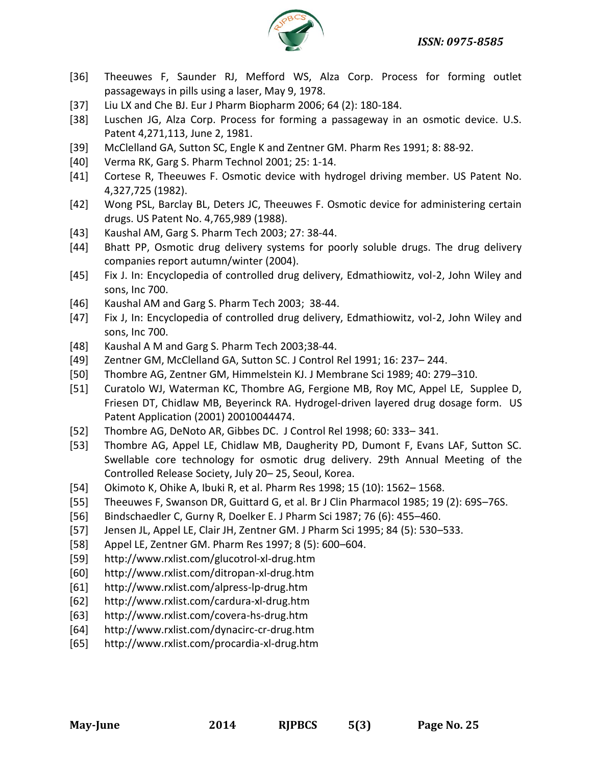[36] Theeuwes F, Saunder RJ, Mefford WS, Alza Corp. Process for forming outlet passageways in pills using a laser, May 9, 1978.

[37] Liu LX and Che BJ. Eur J Pharm Biopharm 2006; 64 (2): 180-184.

[38] Luschen JG, Alza Corp. Process for forming a passageway in an osmotic device. U.S. Patent 4,271,113, June 2, 1981.

[39] McClelland GA, Sutton SC, Engle K and Zentner GM. Pharm Res 1991; 8: 88-92.

[40] Verma RK, Garg S. Pharm Technol 2001; 25: 1-14.

[41] Cortese R, Theeuwes F. Osmotic device with hydrogel driving member. US Patent No. 4,327,725 (1982).

[42] Wong PSL, Barclay BL, Deters JC, Theeuwes F. Osmotic device for administering certain drugs. US Patent No. 4,765,989 (1988).

[43] Kaushal AM, Garg S. Pharm Tech 2003; 27: 38-44.

[44] Bhatt PP, Osmotic drug delivery systems for poorly soluble drugs. The drug delivery companies report autumn/winter (2004).

[45] Fix J. In: Encyclopedia of controlled drug delivery, Edmathiowitz, vol-2, John Wiley and sons, Inc 700.

[46] Kaushal AM and Garg S. Pharm Tech 2003; 38-44.

[47] Fix J, In: Encyclopedia of controlled drug delivery, Edmathiowitz, vol-2, John Wiley and sons, Inc 700.

[48] Kaushal A M and Garg S. Pharm Tech 2003;38-44.

[49] Zentner GM, McClelland GA, Sutton SC. J Control Rel 1991; 16: 237– 244.

[50] Thombre AG, Zentner GM, Himmelstein KJ. J Membrane Sci 1989; 40: 279–310.

[51] Curatolo WJ, Waterman KC, Thombre AG, Fergione MB, Roy MC, Appel LE, Supplee D, Friesen DT, Chidlaw MB, Beyerinck RA. Hydrogel-driven layered drug dosage form. US Patent Application (2001) 20010044474.

[52] Thombre AG, DeNoto AR, Gibbes DC. J Control Rel 1998; 60: 333– 341.

[53] Thombre AG, Appel LE, Chidlaw MB, Daugherity PD, Dumont F, Evans LAF, Sutton SC. Swellable core technology for osmotic drug delivery. 29th Annual Meeting of the Controlled Release Society, July 20– 25, Seoul, Korea.

[54] Okimoto K, Ohike A, Ibuki R, et al. Pharm Res 1998; 15 (10): 1562– 1568.

[55] Theeuwes F, Swanson DR, Guittard G, et al. Br J Clin Pharmacol 1985; 19 (2): 69S–76S.

[56] Bindschaedler C, Gurny R, Doelker E. J Pharm Sci 1987; 76 (6): 455–460.

[57] Jensen JL, Appel LE, Clair JH, Zentner GM. J Pharm Sci 1995; 84 (5): 530–533.

[58] Appel LE, Zentner GM. Pharm Res 1997; 8 (5): 600–604.

[59] http://www.rxlist.com/glucotrol-xl-drug.htm

[60] http://www.rxlist.com/ditropan-xl-drug.htm

[61] http://www.rxlist.com/alpress-lp-drug.htm

[62] http://www.rxlist.com/cardura-xl-drug.htm

[63] http://www.rxlist.com/covera-hs-drug.htm

[64] http://www.rxlist.com/dynacirc-cr-drug.htm

[65] http://www.rxlist.com/procardia-xl-drug.htm